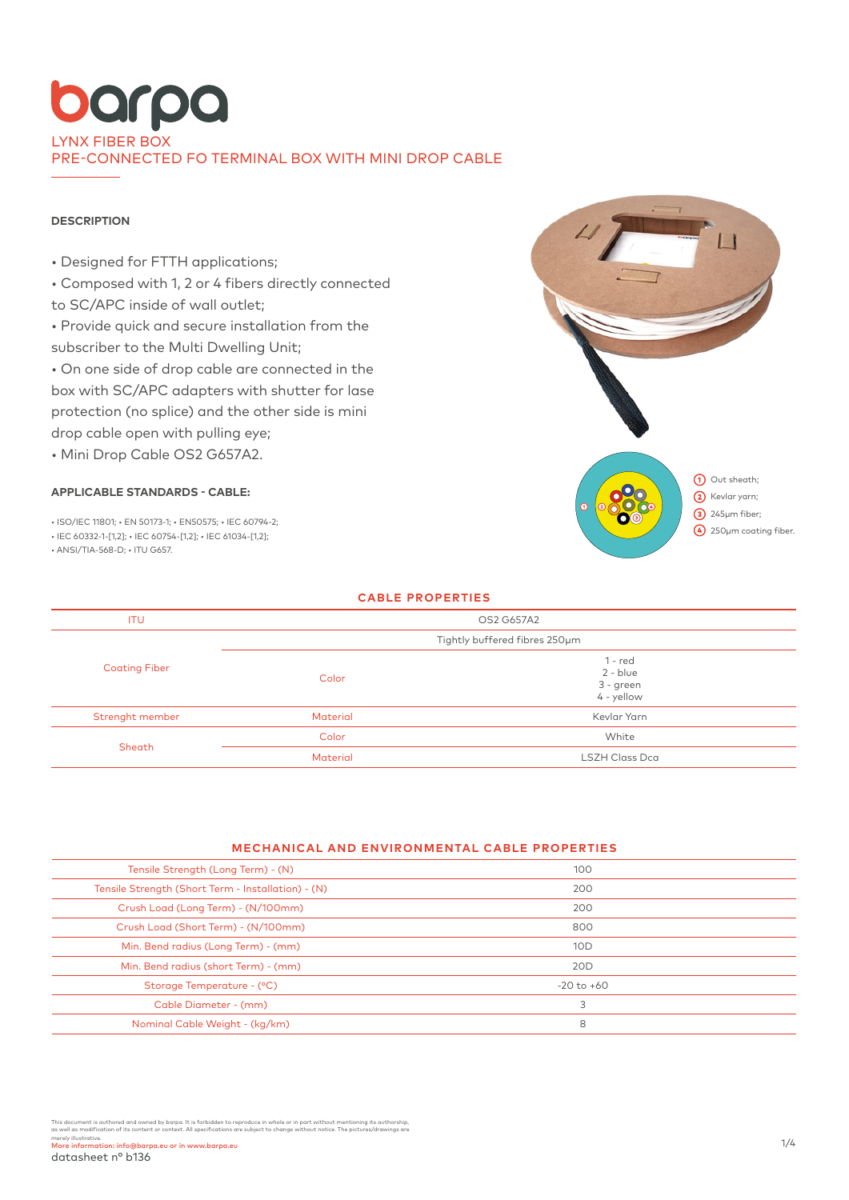# barpa

## LYNX FIBER BOX
## PRE-CONNECTED FO TERMINAL BOX WITH MINI DROP CABLE

### DESCRIPTION

- Designed for FTTH applications;
- Composed with 1, 2 or 4 fibers directly connected to SC/APC inside of wall outlet;
- Provide quick and secure installation from the subscriber to the Multi Dwelling Unit;
- On one side of drop cable are connected in the box with SC/APC adapters with shutter for lase protection (no splice) and the other side is mini drop cable open with pulling eye;
- Mini Drop Cable OS2 G657A2.

### APPLICABLE STANDARDS - CABLE:

- ISO/IEC 11801; • EN 50173-1; • EN50575; • IEC 60794-2;
- IEC 60332-1-[1,2]; • IEC 60754-[1,2]; • IEC 61034-[1,2];
- ANSI/TIA-568-D; • ITU G657.

1. Out sheath;
2. Kevlar yarn;
3. 245µm fiber;
4. 250µm coating fiber.

### CABLE PROPERTIES

| ITU | | OS2 G657A2 |
|---|---|---|
| Coating Fiber | | Tightly buffered fibres 250µm |
| | Color | 1 - red<br>2 - blue<br>3 - green<br>4 - yellow |
| Strenght member | Material | Kevlar Yarn |
| Sheath | Color | White |
| | Material | LSZH Class Dca |

### MECHANICAL AND ENVIRONMENTAL CABLE PROPERTIES

| Property | Value |
|---|---|
| Tensile Strength (Long Term) - (N) | 100 |
| Tensile Strength (Short Term - Installation) - (N) | 200 |
| Crush Load (Long Term) - (N/100mm) | 200 |
| Crush Load (Short Term) - (N/100mm) | 800 |
| Min. Bend radius (Long Term) - (mm) | 10D |
| Min. Bend radius (short Term) - (mm) | 20D |
| Storage Temperature - (ºC) | -20 to +60 |
| Cable Diameter - (mm) | 3 |
| Nominal Cable Weight - (kg/km) | 8 |

This document is authored and owned by barpa. It is forbidden to reproduce in whole or in part without mentioning its authorship, as well as modification of its content or context. All specifications are subject to change without notice. The pictures/drawings are merely illustrative.
More information: info@barpa.eu or in www.barpa.eu
datasheet nº b136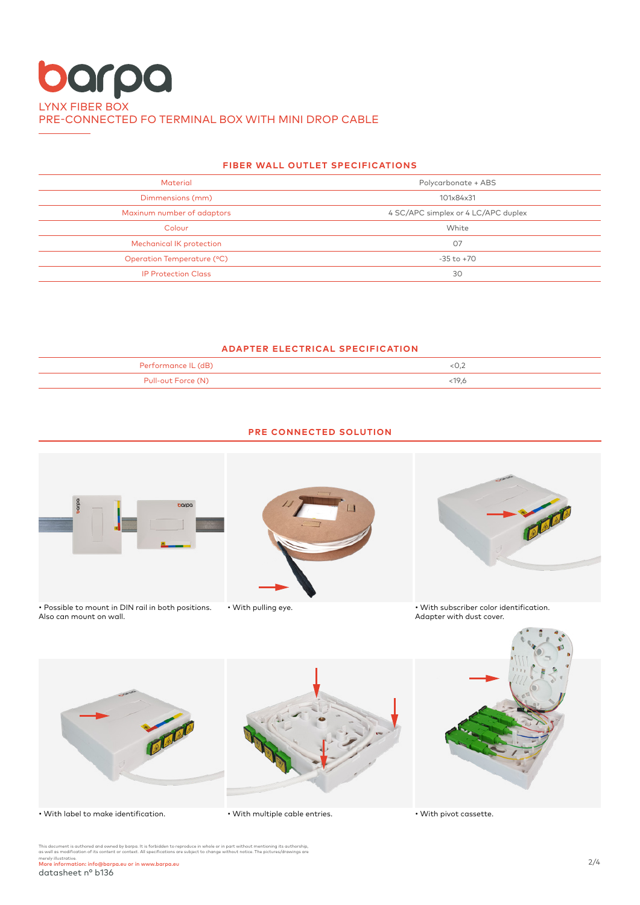# barpa

## LYNX FIBER BOX
## PRE-CONNECTED FO TERMINAL BOX WITH MINI DROP CABLE

### FIBER WALL OUTLET SPECIFICATIONS

| Material | Polycarbonate + ABS |
|---|---|
| Dimmensions (mm) | 101x84x31 |
| Maxinum number of adaptors | 4 SC/APC simplex or 4 LC/APC duplex |
| Colour | White |
| Mechanical IK protection | 07 |
| Operation Temperature (ºC) | -35 to +70 |
| IP Protection Class | 30 |

### ADAPTER ELECTRICAL SPECIFICATION

| Performance IL (dB) | <0,2 |
|---|---|
| Pull-out Force (N) | <19,6 |

### PRE CONNECTED SOLUTION

• Possible to mount in DIN rail in both positions. Also can mount on wall.

• With pulling eye.

• With subscriber color identification. Adapter with dust cover.

• With label to make identification.

• With multiple cable entries.

• With pivot cassette.

This document is authored and owned by barpa. It is forbidden to reproduce in whole or in part without mentioning its authorship, as well as modification of its content or context. All specifications are subject to change without notice. The pictures/drawings are merely illustrative.
More information: info@barpa.eu or in www.barpa.eu
datasheet nº b136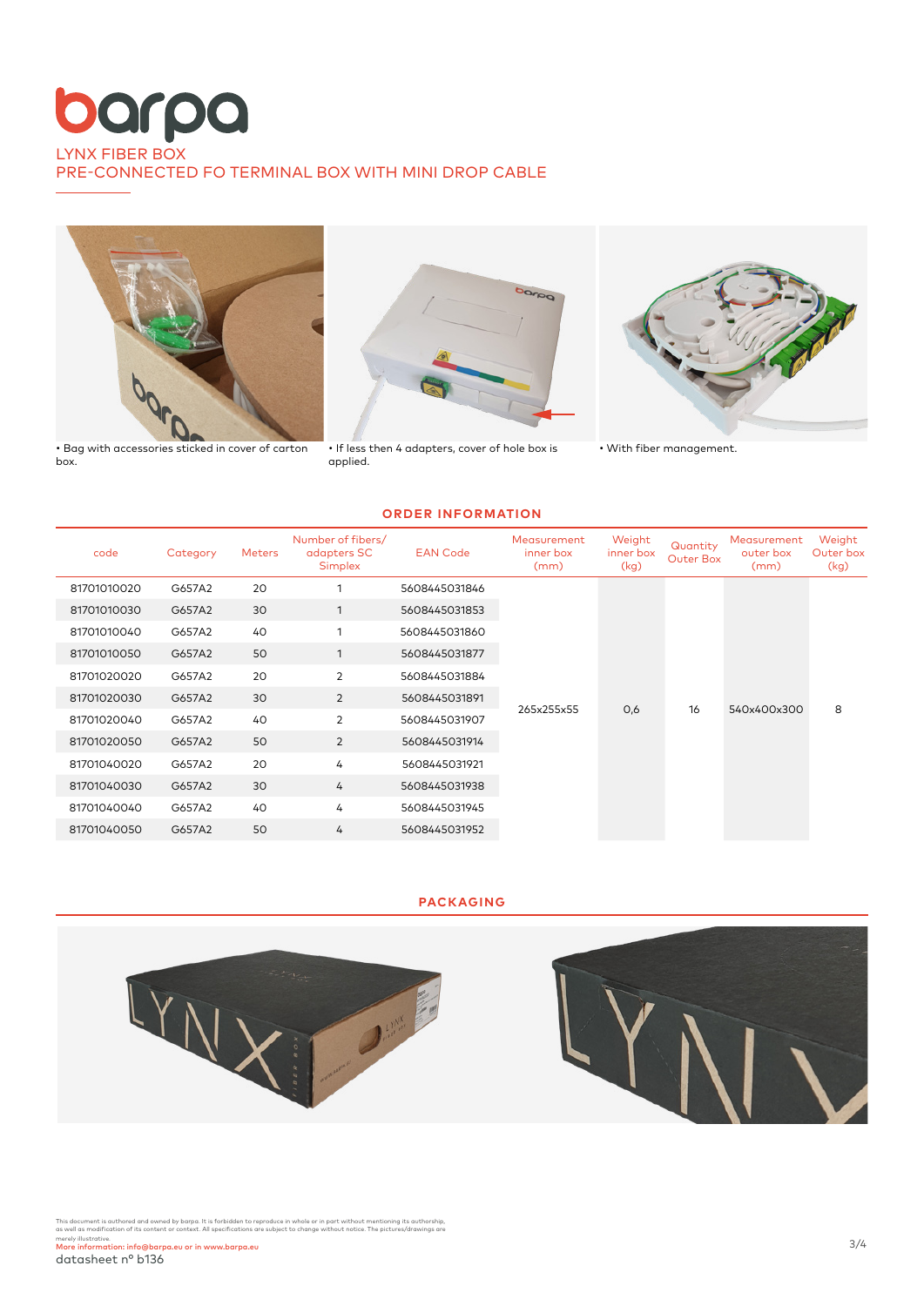# barpa

## LYNX FIBER BOX
## PRE-CONNECTED FO TERMINAL BOX WITH MINI DROP CABLE

• Bag with accessories sticked in cover of carton box.

• If less then 4 adapters, cover of hole box is applied.

• With fiber management.

### ORDER INFORMATION

| code | Category | Meters | Number of fibers/ adapters SC Simplex | EAN Code | Measurement inner box (mm) | Weight inner box (kg) | Quantity Outer Box | Measurement outer box (mm) | Weight Outer box (kg) |
|---|---|---|---|---|---|---|---|---|---|
| 81701010020 | G657A2 | 20 | 1 | 5608445031846 | 265x255x55 | 0,6 | 16 | 540x400x300 | 8 |
| 81701010030 | G657A2 | 30 | 1 | 5608445031853 | | | | | |
| 81701010040 | G657A2 | 40 | 1 | 5608445031860 | | | | | |
| 81701010050 | G657A2 | 50 | 1 | 5608445031877 | | | | | |
| 81701020020 | G657A2 | 20 | 2 | 5608445031884 | | | | | |
| 81701020030 | G657A2 | 30 | 2 | 5608445031891 | | | | | |
| 81701020040 | G657A2 | 40 | 2 | 5608445031907 | | | | | |
| 81701020050 | G657A2 | 50 | 2 | 5608445031914 | | | | | |
| 81701040020 | G657A2 | 20 | 4 | 5608445031921 | | | | | |
| 81701040030 | G657A2 | 30 | 4 | 5608445031938 | | | | | |
| 81701040040 | G657A2 | 40 | 4 | 5608445031945 | | | | | |
| 81701040050 | G657A2 | 50 | 4 | 5608445031952 | | | | | |

### PACKAGING

This document is authored and owned by barpa. It is forbidden to reproduce in whole or in part without mentioning its authorship, as well as modification of its content or context. All specifications are subject to change without notice. The pictures/drawings are merely illustrative.

More information: info@barpa.eu or in www.barpa.eu

datasheet nº b136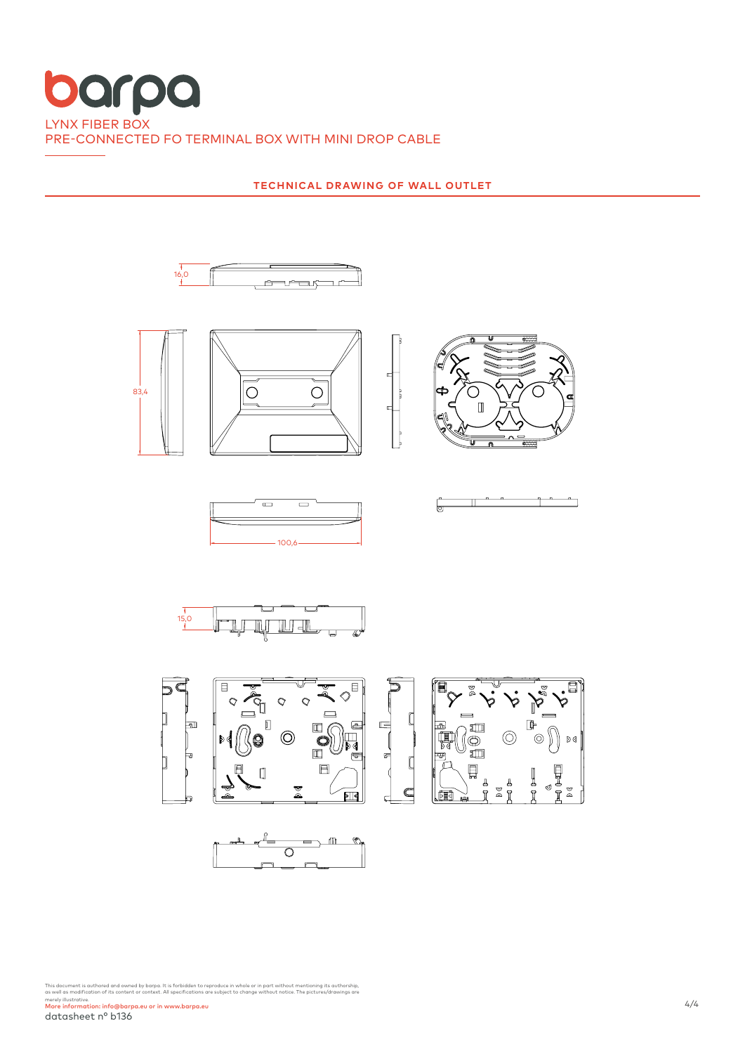# barpa

LYNX FIBER BOX
PRE-CONNECTED FO TERMINAL BOX WITH MINI DROP CABLE

## TECHNICAL DRAWING OF WALL OUTLET

16,0

83,4

100,6

15,0

This document is authored and owned by barpa. It is forbidden to reproduce in whole or in part without mentioning its authorship, as well as modification of its content or context. All specifications are subject to change without notice. The pictures/drawings are merely illustrative.
More information: info@barpa.eu or in www.barpa.eu
datasheet nº b136